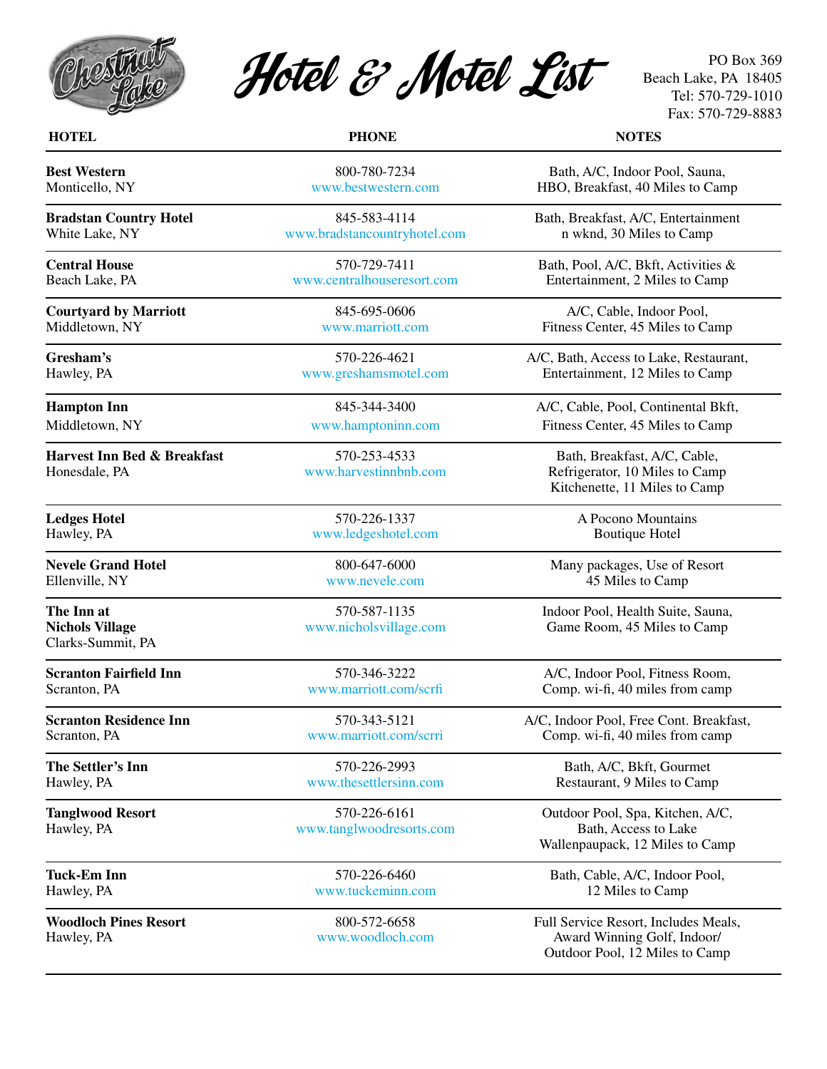# Hotel & Motel List

PO Box 369
Beach Lake, PA 18405
Tel: 570-729-1010
Fax: 570-729-8883

| HOTEL | PHONE | NOTES |
|---|---|---|
| **Best Western** Monticello, NY | 800-780-7234 www.bestwestern.com | Bath, A/C, Indoor Pool, Sauna, HBO, Breakfast, 40 Miles to Camp |
| **Bradstan Country Hotel** White Lake, NY | 845-583-4114 www.bradstancountryhotel.com | Bath, Breakfast, A/C, Entertainment n wknd, 30 Miles to Camp |
| **Central House** Beach Lake, PA | 570-729-7411 www.centralhouseresort.com | Bath, Pool, A/C, Bkft, Activities & Entertainment, 2 Miles to Camp |
| **Courtyard by Marriott** Middletown, NY | 845-695-0606 www.marriott.com | A/C, Cable, Indoor Pool, Fitness Center, 45 Miles to Camp |
| **Gresham's** Hawley, PA | 570-226-4621 www.greshamsmotel.com | A/C, Bath, Access to Lake, Restaurant, Entertainment, 12 Miles to Camp |
| **Hampton Inn** Middletown, NY | 845-344-3400 www.hamptoninn.com | A/C, Cable, Pool, Continental Bkft, Fitness Center, 45 Miles to Camp |
| **Harvest Inn Bed & Breakfast** Honesdale, PA | 570-253-4533 www.harvestinnbnb.com | Bath, Breakfast, A/C, Cable, Refrigerator, 10 Miles to Camp Kitchenette, 11 Miles to Camp |
| **Ledges Hotel** Hawley, PA | 570-226-1337 www.ledgeshotel.com | A Pocono Mountains Boutique Hotel |
| **Nevele Grand Hotel** Ellenville, NY | 800-647-6000 www.nevele.com | Many packages, Use of Resort 45 Miles to Camp |
| **The Inn at Nichols Village** Clarks-Summit, PA | 570-587-1135 www.nicholsvillage.com | Indoor Pool, Health Suite, Sauna, Game Room, 45 Miles to Camp |
| **Scranton Fairfield Inn** Scranton, PA | 570-346-3222 www.marriott.com/scrfi | A/C, Indoor Pool, Fitness Room, Comp. wi-fi, 40 miles from camp |
| **Scranton Residence Inn** Scranton, PA | 570-343-5121 www.marriott.com/scrri | A/C, Indoor Pool, Free Cont. Breakfast, Comp. wi-fi, 40 miles from camp |
| **The Settler's Inn** Hawley, PA | 570-226-2993 www.thesettlersinn.com | Bath, A/C, Bkft, Gourmet Restaurant, 9 Miles to Camp |
| **Tanglwood Resort** Hawley, PA | 570-226-6161 www.tanglwoodresorts.com | Outdoor Pool, Spa, Kitchen, A/C, Bath, Access to Lake Wallenpaupack, 12 Miles to Camp |
| **Tuck-Em Inn** Hawley, PA | 570-226-6460 www.tuckeminn.com | Bath, Cable, A/C, Indoor Pool, 12 Miles to Camp |
| **Woodloch Pines Resort** Hawley, PA | 800-572-6658 www.woodloch.com | Full Service Resort, Includes Meals, Award Winning Golf, Indoor/ Outdoor Pool, 12 Miles to Camp |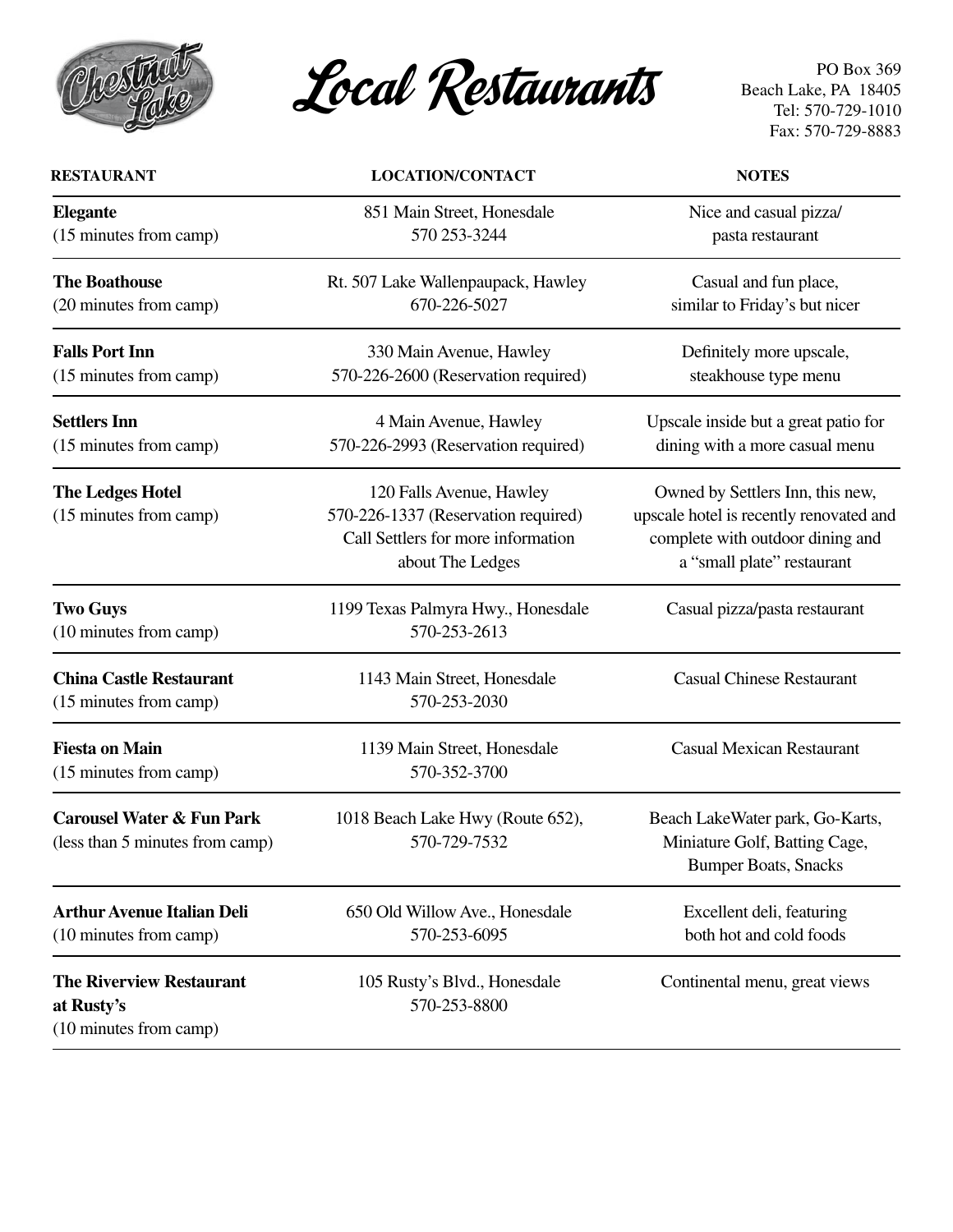# Local Restaurants

PO Box 369
Beach Lake, PA 18405
Tel: 570-729-1010
Fax: 570-729-8883

| RESTAURANT | LOCATION/CONTACT | NOTES |
|---|---|---|
| **Elegante** (15 minutes from camp) | 851 Main Street, Honesdale 570 253-3244 | Nice and casual pizza/ pasta restaurant |
| **The Boathouse** (20 minutes from camp) | Rt. 507 Lake Wallenpaupack, Hawley 670-226-5027 | Casual and fun place, similar to Friday's but nicer |
| **Falls Port Inn** (15 minutes from camp) | 330 Main Avenue, Hawley 570-226-2600 (Reservation required) | Definitely more upscale, steakhouse type menu |
| **Settlers Inn** (15 minutes from camp) | 4 Main Avenue, Hawley 570-226-2993 (Reservation required) | Upscale inside but a great patio for dining with a more casual menu |
| **The Ledges Hotel** (15 minutes from camp) | 120 Falls Avenue, Hawley 570-226-1337 (Reservation required) Call Settlers for more information about The Ledges | Owned by Settlers Inn, this new, upscale hotel is recently renovated and complete with outdoor dining and a "small plate" restaurant |
| **Two Guys** (10 minutes from camp) | 1199 Texas Palmyra Hwy., Honesdale 570-253-2613 | Casual pizza/pasta restaurant |
| **China Castle Restaurant** (15 minutes from camp) | 1143 Main Street, Honesdale 570-253-2030 | Casual Chinese Restaurant |
| **Fiesta on Main** (15 minutes from camp) | 1139 Main Street, Honesdale 570-352-3700 | Casual Mexican Restaurant |
| **Carousel Water & Fun Park** (less than 5 minutes from camp) | 1018 Beach Lake Hwy (Route 652), 570-729-7532 | Beach LakeWater park, Go-Karts, Miniature Golf, Batting Cage, Bumper Boats, Snacks |
| **Arthur Avenue Italian Deli** (10 minutes from camp) | 650 Old Willow Ave., Honesdale 570-253-6095 | Excellent deli, featuring both hot and cold foods |
| **The Riverview Restaurant at Rusty's** (10 minutes from camp) | 105 Rusty's Blvd., Honesdale 570-253-8800 | Continental menu, great views |